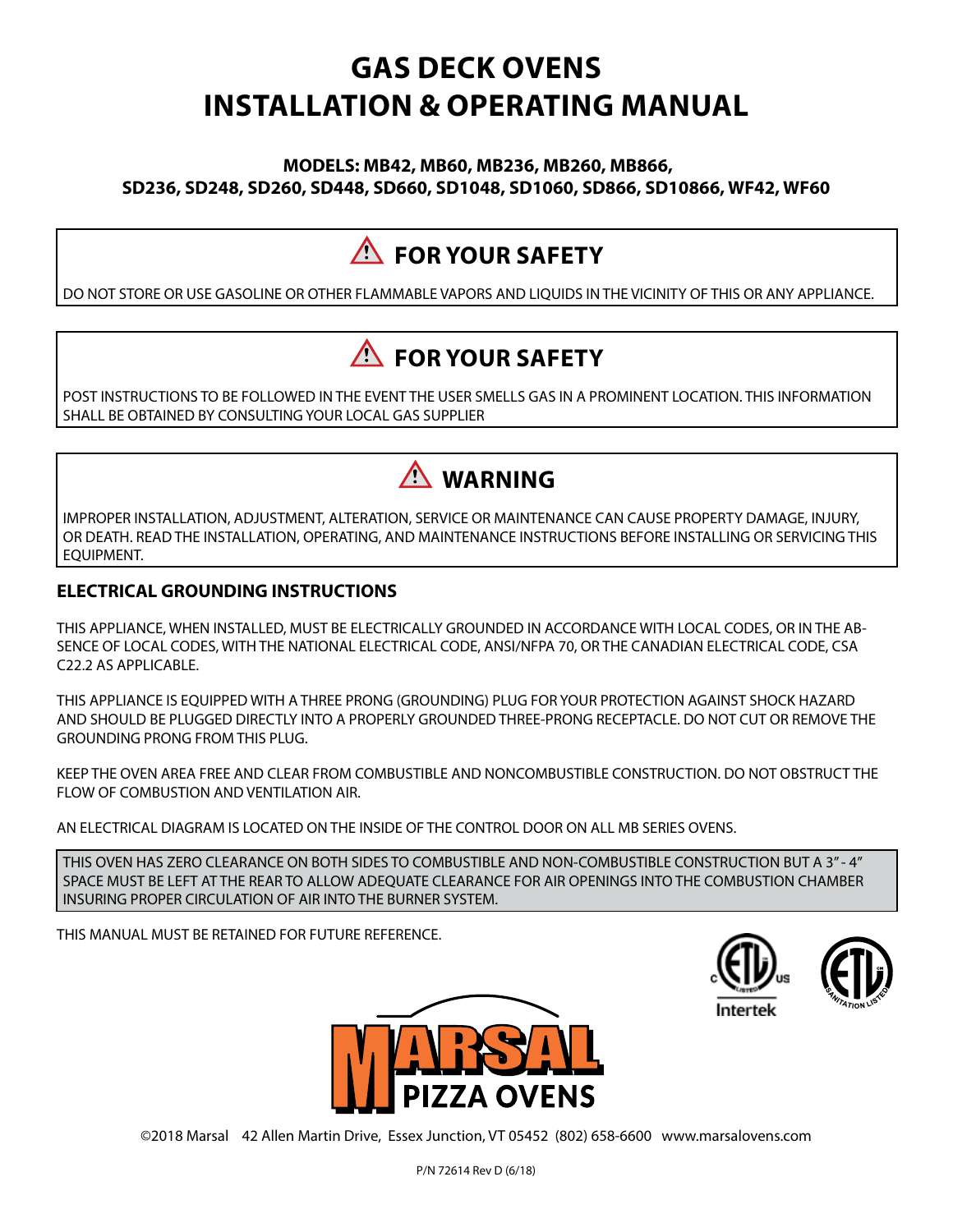# GAS DECK OVENS
# INSTALLATION & OPERATING MANUAL

**MODELS: MB42, MB60, MB236, MB260, MB866, SD236, SD248, SD260, SD448, SD660, SD1048, SD1060, SD866, SD10866, WF42, WF60**

## ⚠ FOR YOUR SAFETY

DO NOT STORE OR USE GASOLINE OR OTHER FLAMMABLE VAPORS AND LIQUIDS IN THE VICINITY OF THIS OR ANY APPLIANCE.

## ⚠ FOR YOUR SAFETY

POST INSTRUCTIONS TO BE FOLLOWED IN THE EVENT THE USER SMELLS GAS IN A PROMINENT LOCATION. THIS INFORMATION SHALL BE OBTAINED BY CONSULTING YOUR LOCAL GAS SUPPLIER

## ⚠ WARNING

IMPROPER INSTALLATION, ADJUSTMENT, ALTERATION, SERVICE OR MAINTENANCE CAN CAUSE PROPERTY DAMAGE, INJURY, OR DEATH. READ THE INSTALLATION, OPERATING, AND MAINTENANCE INSTRUCTIONS BEFORE INSTALLING OR SERVICING THIS EQUIPMENT.

### ELECTRICAL GROUNDING INSTRUCTIONS

THIS APPLIANCE, WHEN INSTALLED, MUST BE ELECTRICALLY GROUNDED IN ACCORDANCE WITH LOCAL CODES, OR IN THE ABSENCE OF LOCAL CODES, WITH THE NATIONAL ELECTRICAL CODE, ANSI/NFPA 70, OR THE CANADIAN ELECTRICAL CODE, CSA C22.2 AS APPLICABLE.

THIS APPLIANCE IS EQUIPPED WITH A THREE PRONG (GROUNDING) PLUG FOR YOUR PROTECTION AGAINST SHOCK HAZARD AND SHOULD BE PLUGGED DIRECTLY INTO A PROPERLY GROUNDED THREE-PRONG RECEPTACLE. DO NOT CUT OR REMOVE THE GROUNDING PRONG FROM THIS PLUG.

KEEP THE OVEN AREA FREE AND CLEAR FROM COMBUSTIBLE AND NONCOMBUSTIBLE CONSTRUCTION. DO NOT OBSTRUCT THE FLOW OF COMBUSTION AND VENTILATION AIR.

AN ELECTRICAL DIAGRAM IS LOCATED ON THE INSIDE OF THE CONTROL DOOR ON ALL MB SERIES OVENS.

THIS OVEN HAS ZERO CLEARANCE ON BOTH SIDES TO COMBUSTIBLE AND NON-COMBUSTIBLE CONSTRUCTION BUT A 3" - 4" SPACE MUST BE LEFT AT THE REAR TO ALLOW ADEQUATE CLEARANCE FOR AIR OPENINGS INTO THE COMBUSTION CHAMBER INSURING PROPER CIRCULATION OF AIR INTO THE BURNER SYSTEM.

THIS MANUAL MUST BE RETAINED FOR FUTURE REFERENCE.

Intertek

MARSAL PIZZA OVENS

©2018 Marsal 42 Allen Martin Drive, Essex Junction, VT 05452 (802) 658-6600 www.marsalovens.com

P/N 72614 Rev D (6/18)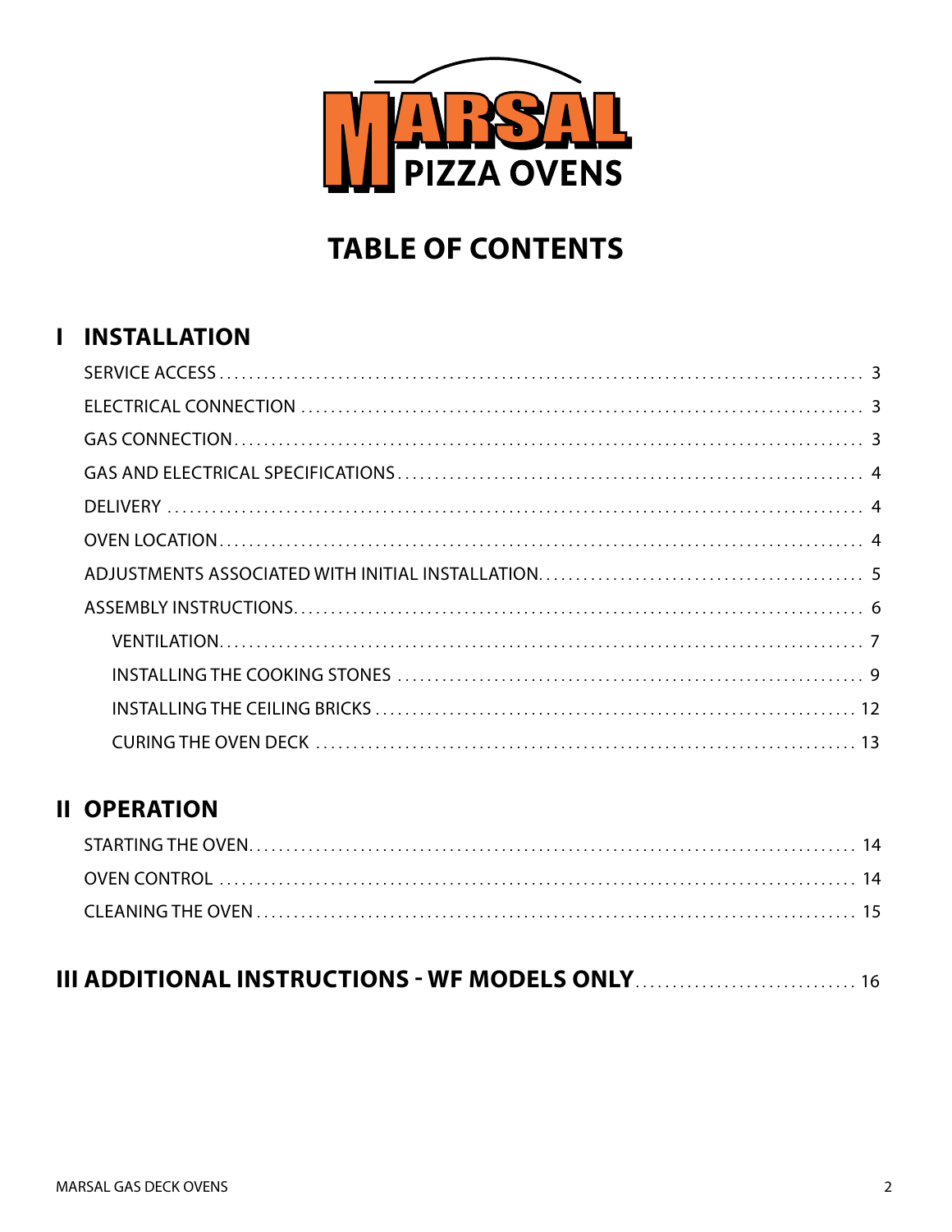MARSAL PIZZA OVENS

# TABLE OF CONTENTS

## I INSTALLATION

- SERVICE ACCESS .......... 3
- ELECTRICAL CONNECTION .......... 3
- GAS CONNECTION .......... 3
- GAS AND ELECTRICAL SPECIFICATIONS .......... 4
- DELIVERY .......... 4
- OVEN LOCATION .......... 4
- ADJUSTMENTS ASSOCIATED WITH INITIAL INSTALLATION .......... 5
- ASSEMBLY INSTRUCTIONS .......... 6
  - VENTILATION .......... 7
  - INSTALLING THE COOKING STONES .......... 9
  - INSTALLING THE CEILING BRICKS .......... 12
  - CURING THE OVEN DECK .......... 13

## II OPERATION

- STARTING THE OVEN .......... 14
- OVEN CONTROL .......... 14
- CLEANING THE OVEN .......... 15

## III ADDITIONAL INSTRUCTIONS - WF MODELS ONLY .......... 16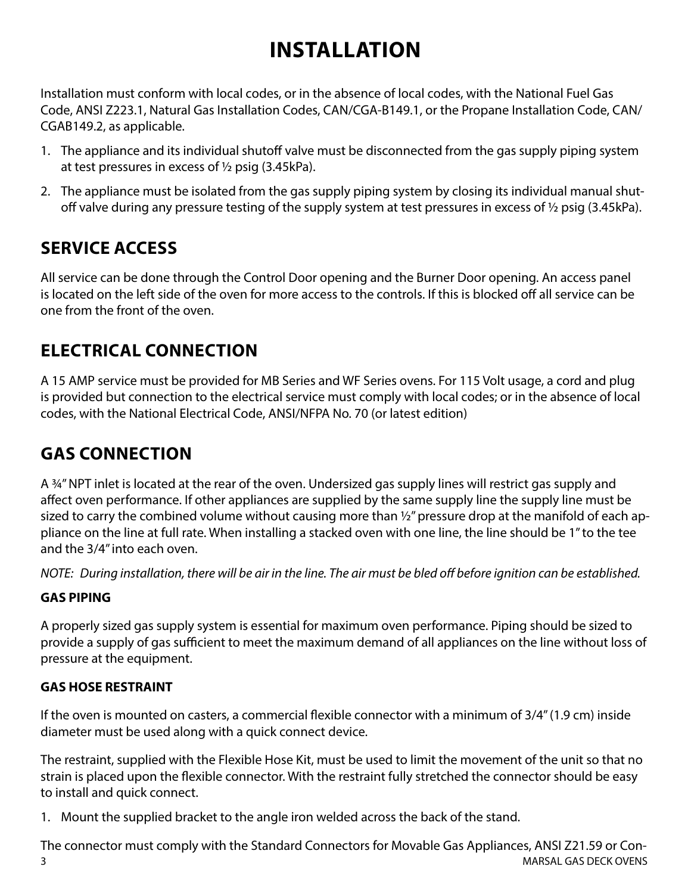# INSTALLATION

Installation must conform with local codes, or in the absence of local codes, with the National Fuel Gas Code, ANSI Z223.1, Natural Gas Installation Codes, CAN/CGA-B149.1, or the Propane Installation Code, CAN/CGAB149.2, as applicable.

1. The appliance and its individual shutoff valve must be disconnected from the gas supply piping system at test pressures in excess of ½ psig (3.45kPa).
2. The appliance must be isolated from the gas supply piping system by closing its individual manual shut-off valve during any pressure testing of the supply system at test pressures in excess of ½ psig (3.45kPa).

## SERVICE ACCESS

All service can be done through the Control Door opening and the Burner Door opening. An access panel is located on the left side of the oven for more access to the controls. If this is blocked off all service can be one from the front of the oven.

## ELECTRICAL CONNECTION

A 15 AMP service must be provided for MB Series and WF Series ovens. For 115 Volt usage, a cord and plug is provided but connection to the electrical service must comply with local codes; or in the absence of local codes, with the National Electrical Code, ANSI/NFPA No. 70 (or latest edition)

## GAS CONNECTION

A ¾" NPT inlet is located at the rear of the oven. Undersized gas supply lines will restrict gas supply and affect oven performance. If other appliances are supplied by the same supply line the supply line must be sized to carry the combined volume without causing more than ½" pressure drop at the manifold of each appliance on the line at full rate. When installing a stacked oven with one line, the line should be 1" to the tee and the 3/4" into each oven.

*NOTE: During installation, there will be air in the line. The air must be bled off before ignition can be established.*

### GAS PIPING

A properly sized gas supply system is essential for maximum oven performance. Piping should be sized to provide a supply of gas sufficient to meet the maximum demand of all appliances on the line without loss of pressure at the equipment.

### GAS HOSE RESTRAINT

If the oven is mounted on casters, a commercial flexible connector with a minimum of 3/4" (1.9 cm) inside diameter must be used along with a quick connect device.

The restraint, supplied with the Flexible Hose Kit, must be used to limit the movement of the unit so that no strain is placed upon the flexible connector. With the restraint fully stretched the connector should be easy to install and quick connect.

1. Mount the supplied bracket to the angle iron welded across the back of the stand.

The connector must comply with the Standard Connectors for Movable Gas Appliances, ANSI Z21.59 or Con-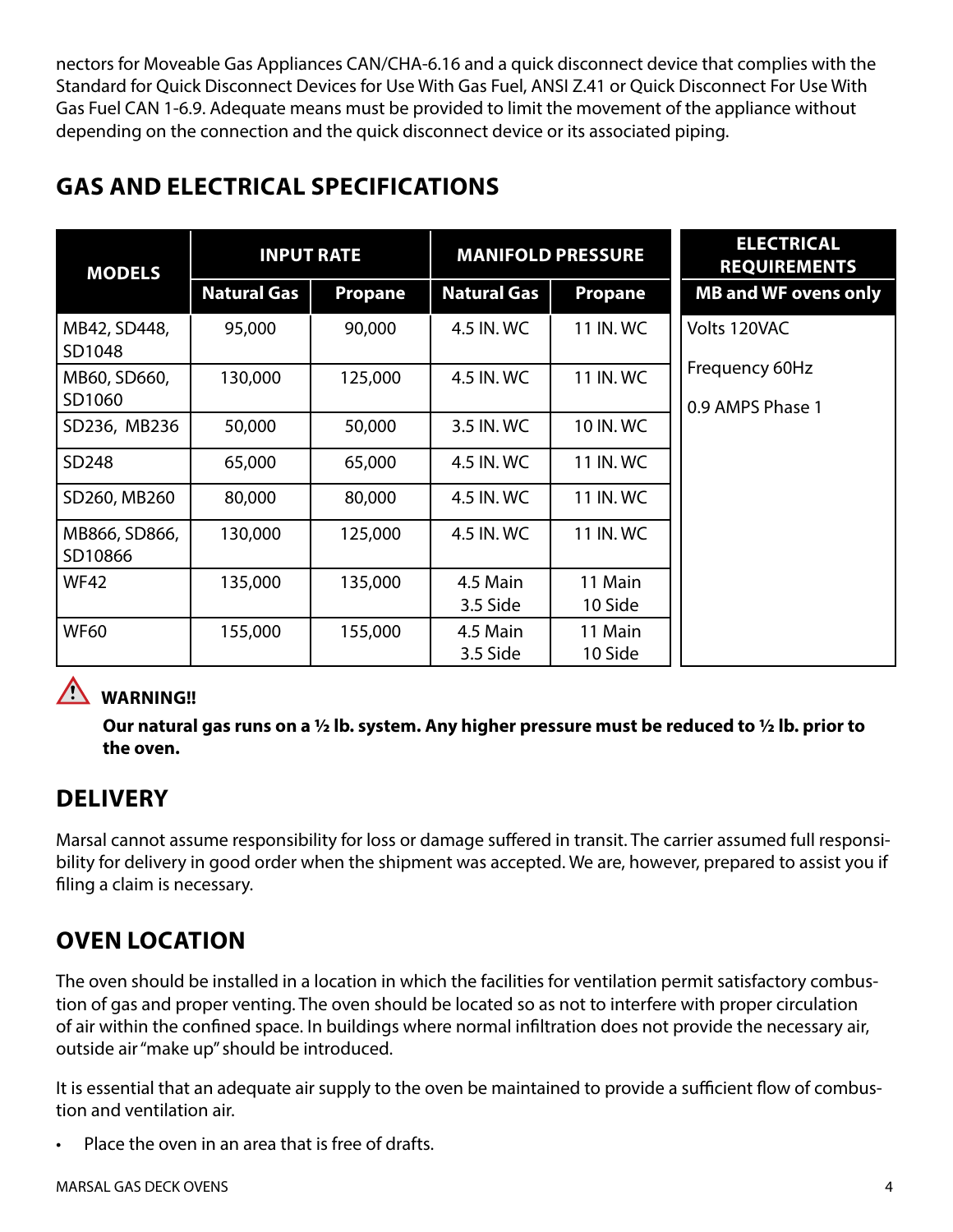nectors for Moveable Gas Appliances CAN/CHA-6.16 and a quick disconnect device that complies with the Standard for Quick Disconnect Devices for Use With Gas Fuel, ANSI Z.41 or Quick Disconnect For Use With Gas Fuel CAN 1-6.9. Adequate means must be provided to limit the movement of the appliance without depending on the connection and the quick disconnect device or its associated piping.

## GAS AND ELECTRICAL SPECIFICATIONS

| MODELS | INPUT RATE | | MANIFOLD PRESSURE | | ELECTRICAL REQUIREMENTS |
|---|---|---|---|---|---|
| | Natural Gas | Propane | Natural Gas | Propane | MB and WF ovens only |
| MB42, SD448, SD1048 | 95,000 | 90,000 | 4.5 IN. WC | 11 IN. WC | Volts 120VAC<br>Frequency 60Hz<br>0.9 AMPS Phase 1 |
| MB60, SD660, SD1060 | 130,000 | 125,000 | 4.5 IN. WC | 11 IN. WC | |
| SD236, MB236 | 50,000 | 50,000 | 3.5 IN. WC | 10 IN. WC | |
| SD248 | 65,000 | 65,000 | 4.5 IN. WC | 11 IN. WC | |
| SD260, MB260 | 80,000 | 80,000 | 4.5 IN. WC | 11 IN. WC | |
| MB866, SD866, SD10866 | 130,000 | 125,000 | 4.5 IN. WC | 11 IN. WC | |
| WF42 | 135,000 | 135,000 | 4.5 Main<br>3.5 Side | 11 Main<br>10 Side | |
| WF60 | 155,000 | 155,000 | 4.5 Main<br>3.5 Side | 11 Main<br>10 Side | |

⚠ **WARNING!!**

**Our natural gas runs on a ½ lb. system. Any higher pressure must be reduced to ½ lb. prior to the oven.**

## DELIVERY

Marsal cannot assume responsibility for loss or damage suffered in transit. The carrier assumed full responsibility for delivery in good order when the shipment was accepted. We are, however, prepared to assist you if filing a claim is necessary.

## OVEN LOCATION

The oven should be installed in a location in which the facilities for ventilation permit satisfactory combustion of gas and proper venting. The oven should be located so as not to interfere with proper circulation of air within the confined space. In buildings where normal infiltration does not provide the necessary air, outside air "make up" should be introduced.

It is essential that an adequate air supply to the oven be maintained to provide a sufficient flow of combustion and ventilation air.

- Place the oven in an area that is free of drafts.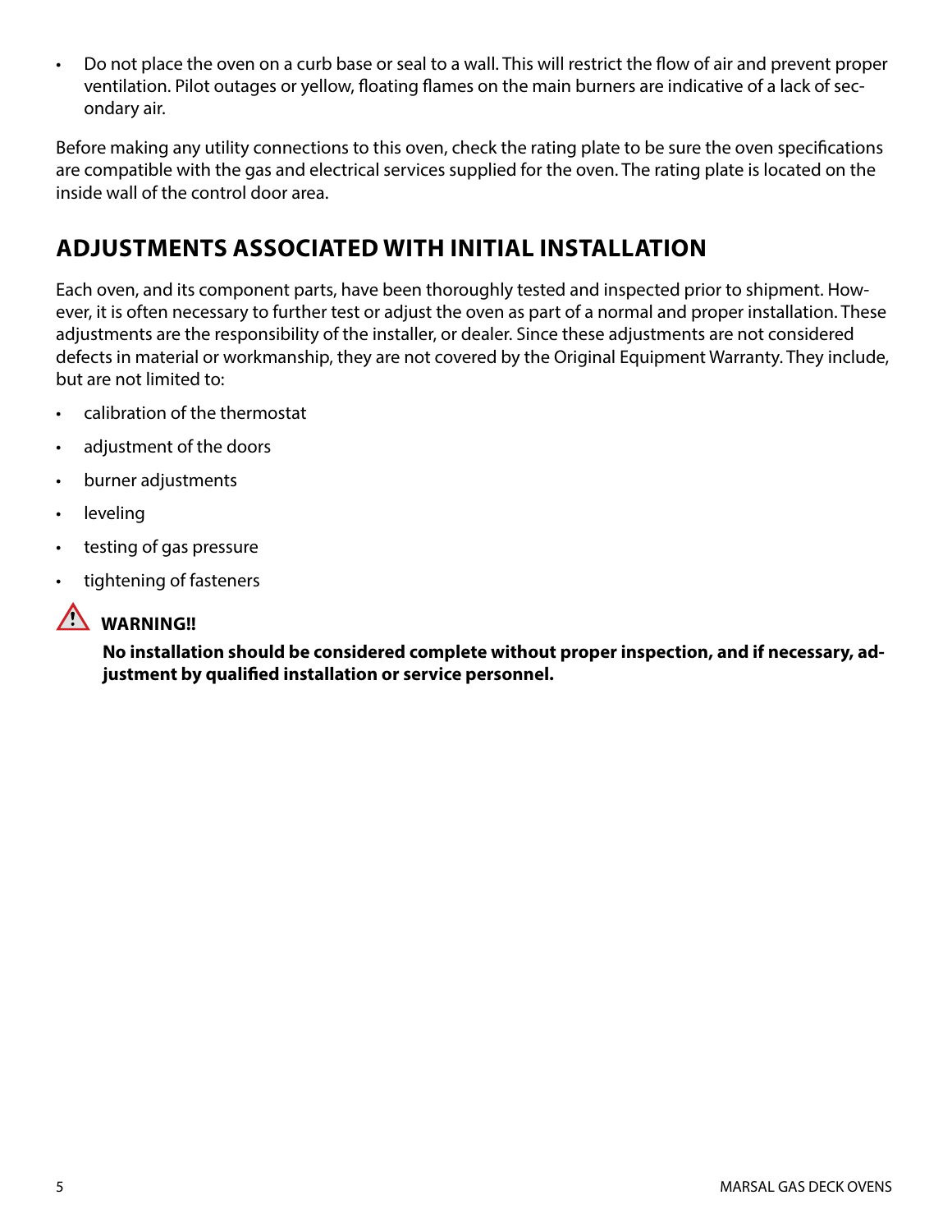- Do not place the oven on a curb base or seal to a wall. This will restrict the flow of air and prevent proper ventilation. Pilot outages or yellow, floating flames on the main burners are indicative of a lack of secondary air.

Before making any utility connections to this oven, check the rating plate to be sure the oven specifications are compatible with the gas and electrical services supplied for the oven. The rating plate is located on the inside wall of the control door area.

## ADJUSTMENTS ASSOCIATED WITH INITIAL INSTALLATION

Each oven, and its component parts, have been thoroughly tested and inspected prior to shipment. However, it is often necessary to further test or adjust the oven as part of a normal and proper installation. These adjustments are the responsibility of the installer, or dealer. Since these adjustments are not considered defects in material or workmanship, they are not covered by the Original Equipment Warranty. They include, but are not limited to:

- calibration of the thermostat
- adjustment of the doors
- burner adjustments
- leveling
- testing of gas pressure
- tightening of fasteners

**WARNING!!**

**No installation should be considered complete without proper inspection, and if necessary, adjustment by qualified installation or service personnel.**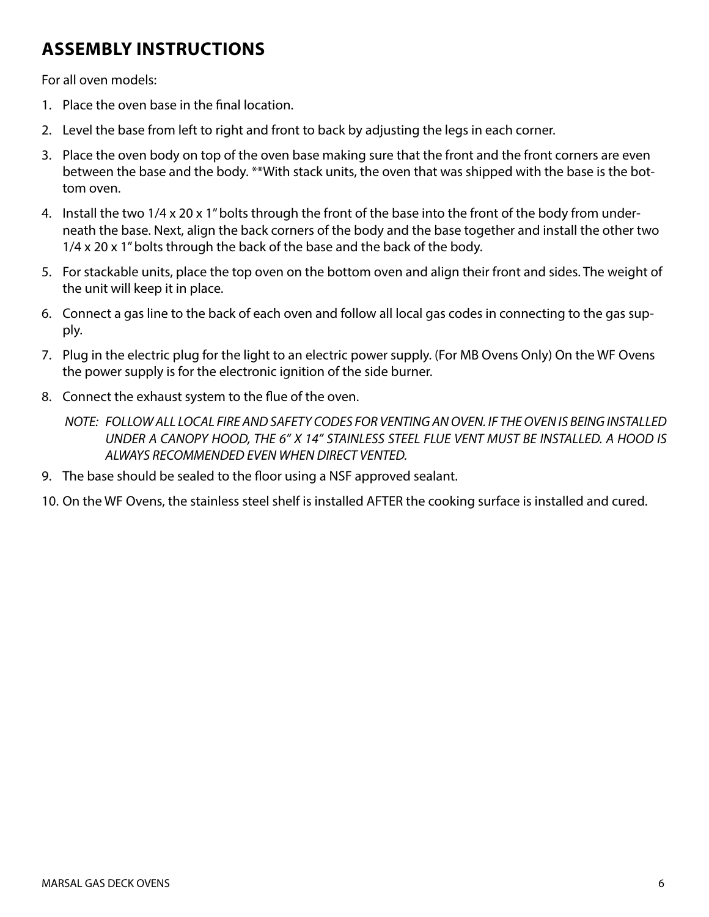# ASSEMBLY INSTRUCTIONS

For all oven models:

1. Place the oven base in the final location.
2. Level the base from left to right and front to back by adjusting the legs in each corner.
3. Place the oven body on top of the oven base making sure that the front and the front corners are even between the base and the body. **With stack units, the oven that was shipped with the base is the bottom oven.
4. Install the two 1/4 x 20 x 1" bolts through the front of the base into the front of the body from underneath the base. Next, align the back corners of the body and the base together and install the other two 1/4 x 20 x 1" bolts through the back of the base and the back of the body.
5. For stackable units, place the top oven on the bottom oven and align their front and sides. The weight of the unit will keep it in place.
6. Connect a gas line to the back of each oven and follow all local gas codes in connecting to the gas supply.
7. Plug in the electric plug for the light to an electric power supply. (For MB Ovens Only) On the WF Ovens the power supply is for the electronic ignition of the side burner.
8. Connect the exhaust system to the flue of the oven.

   *NOTE: FOLLOW ALL LOCAL FIRE AND SAFETY CODES FOR VENTING AN OVEN. IF THE OVEN IS BEING INSTALLED UNDER A CANOPY HOOD, THE 6" X 14" STAINLESS STEEL FLUE VENT MUST BE INSTALLED. A HOOD IS ALWAYS RECOMMENDED EVEN WHEN DIRECT VENTED.*
9. The base should be sealed to the floor using a NSF approved sealant.
10. On the WF Ovens, the stainless steel shelf is installed AFTER the cooking surface is installed and cured.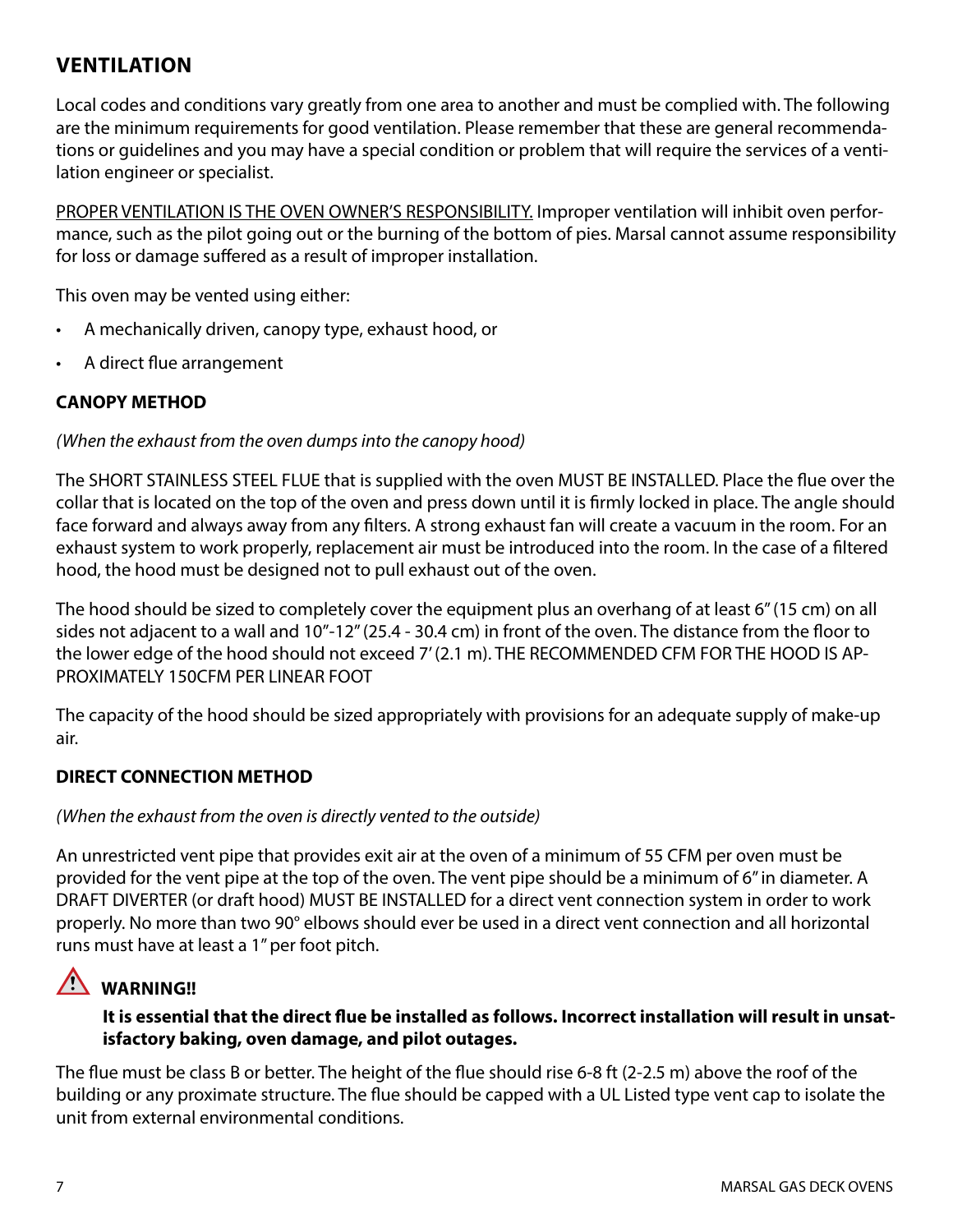## VENTILATION

Local codes and conditions vary greatly from one area to another and must be complied with. The following are the minimum requirements for good ventilation. Please remember that these are general recommendations or guidelines and you may have a special condition or problem that will require the services of a ventilation engineer or specialist.

<u>PROPER VENTILATION IS THE OVEN OWNER'S RESPONSIBILITY.</u> Improper ventilation will inhibit oven performance, such as the pilot going out or the burning of the bottom of pies. Marsal cannot assume responsibility for loss or damage suffered as a result of improper installation.

This oven may be vented using either:

- A mechanically driven, canopy type, exhaust hood, or
- A direct flue arrangement

### CANOPY METHOD

*(When the exhaust from the oven dumps into the canopy hood)*

The SHORT STAINLESS STEEL FLUE that is supplied with the oven MUST BE INSTALLED. Place the flue over the collar that is located on the top of the oven and press down until it is firmly locked in place. The angle should face forward and always away from any filters. A strong exhaust fan will create a vacuum in the room. For an exhaust system to work properly, replacement air must be introduced into the room. In the case of a filtered hood, the hood must be designed not to pull exhaust out of the oven.

The hood should be sized to completely cover the equipment plus an overhang of at least 6" (15 cm) on all sides not adjacent to a wall and 10"-12" (25.4 - 30.4 cm) in front of the oven. The distance from the floor to the lower edge of the hood should not exceed 7' (2.1 m). THE RECOMMENDED CFM FOR THE HOOD IS APPROXIMATELY 150CFM PER LINEAR FOOT

The capacity of the hood should be sized appropriately with provisions for an adequate supply of make-up air.

### DIRECT CONNECTION METHOD

*(When the exhaust from the oven is directly vented to the outside)*

An unrestricted vent pipe that provides exit air at the oven of a minimum of 55 CFM per oven must be provided for the vent pipe at the top of the oven. The vent pipe should be a minimum of 6" in diameter. A DRAFT DIVERTER (or draft hood) MUST BE INSTALLED for a direct vent connection system in order to work properly. No more than two 90° elbows should ever be used in a direct vent connection and all horizontal runs must have at least a 1" per foot pitch.

**⚠ WARNING!!**

**It is essential that the direct flue be installed as follows. Incorrect installation will result in unsatisfactory baking, oven damage, and pilot outages.**

The flue must be class B or better. The height of the flue should rise 6-8 ft (2-2.5 m) above the roof of the building or any proximate structure. The flue should be capped with a UL Listed type vent cap to isolate the unit from external environmental conditions.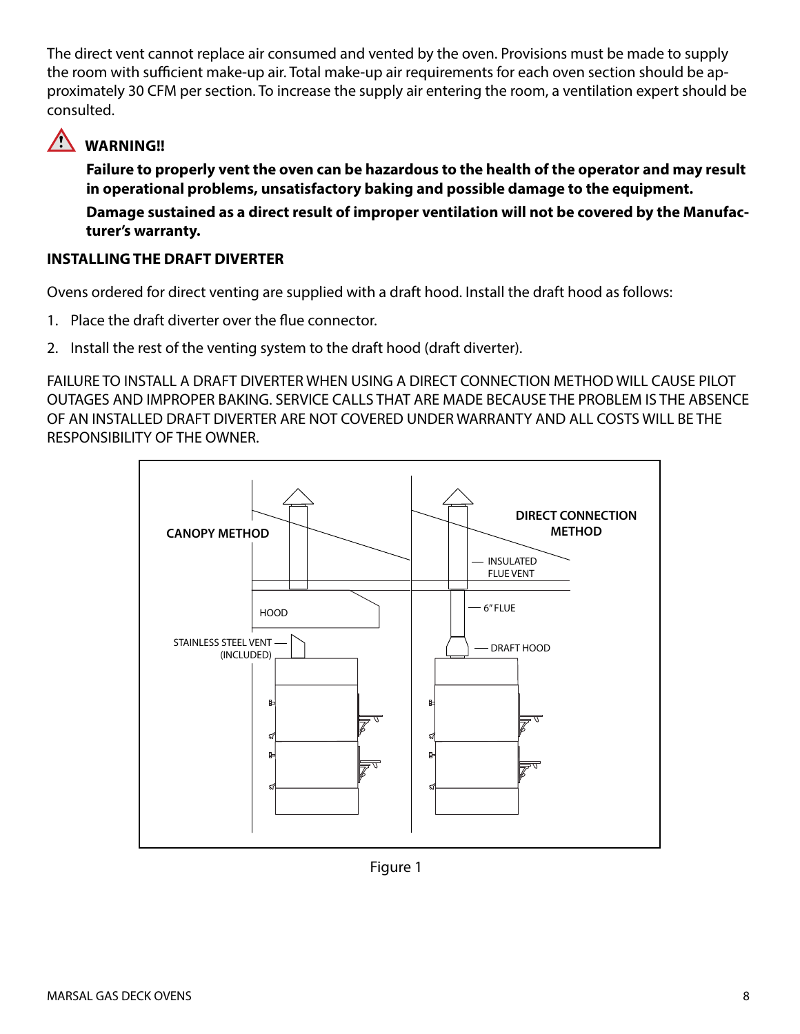The direct vent cannot replace air consumed and vented by the oven. Provisions must be made to supply the room with sufficient make-up air. Total make-up air requirements for each oven section should be approximately 30 CFM per section. To increase the supply air entering the room, a ventilation expert should be consulted.

**WARNING!!**

**Failure to properly vent the oven can be hazardous to the health of the operator and may result in operational problems, unsatisfactory baking and possible damage to the equipment.**

**Damage sustained as a direct result of improper ventilation will not be covered by the Manufacturer's warranty.**

### INSTALLING THE DRAFT DIVERTER

Ovens ordered for direct venting are supplied with a draft hood. Install the draft hood as follows:

1. Place the draft diverter over the flue connector.
2. Install the rest of the venting system to the draft hood (draft diverter).

FAILURE TO INSTALL A DRAFT DIVERTER WHEN USING A DIRECT CONNECTION METHOD WILL CAUSE PILOT OUTAGES AND IMPROPER BAKING. SERVICE CALLS THAT ARE MADE BECAUSE THE PROBLEM IS THE ABSENCE OF AN INSTALLED DRAFT DIVERTER ARE NOT COVERED UNDER WARRANTY AND ALL COSTS WILL BE THE RESPONSIBILITY OF THE OWNER.

CANOPY METHOD

HOOD

STAINLESS STEEL VENT (INCLUDED)

DIRECT CONNECTION METHOD

INSULATED FLUE VENT

6" FLUE

DRAFT HOOD

Figure 1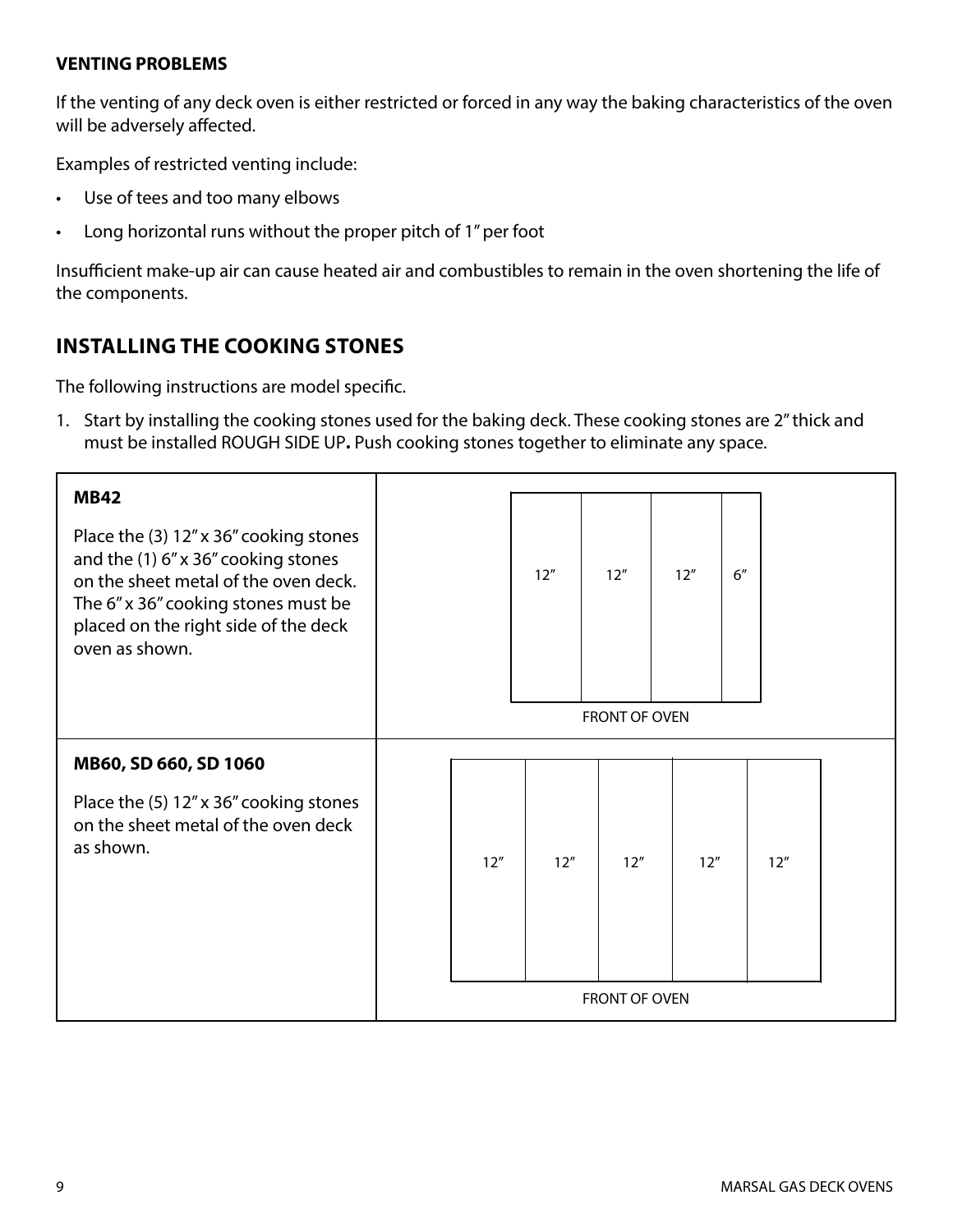### VENTING PROBLEMS

If the venting of any deck oven is either restricted or forced in any way the baking characteristics of the oven will be adversely affected.

Examples of restricted venting include:

- Use of tees and too many elbows
- Long horizontal runs without the proper pitch of 1" per foot

Insufficient make-up air can cause heated air and combustibles to remain in the oven shortening the life of the components.

## INSTALLING THE COOKING STONES

The following instructions are model specific.

1. Start by installing the cooking stones used for the baking deck. These cooking stones are 2" thick and must be installed ROUGH SIDE UP**.** Push cooking stones together to eliminate any space.

| Model | Layout |
| --- | --- |
| **MB42**<br><br>Place the (3) 12" x 36" cooking stones and the (1) 6" x 36" cooking stones on the sheet metal of the oven deck. The 6" x 36" cooking stones must be placed on the right side of the deck oven as shown. | 12" \| 12" \| 12" \| 6"<br><br>FRONT OF OVEN |
| **MB60, SD 660, SD 1060**<br><br>Place the (5) 12" x 36" cooking stones on the sheet metal of the oven deck as shown. | 12" \| 12" \| 12" \| 12" \| 12"<br><br>FRONT OF OVEN |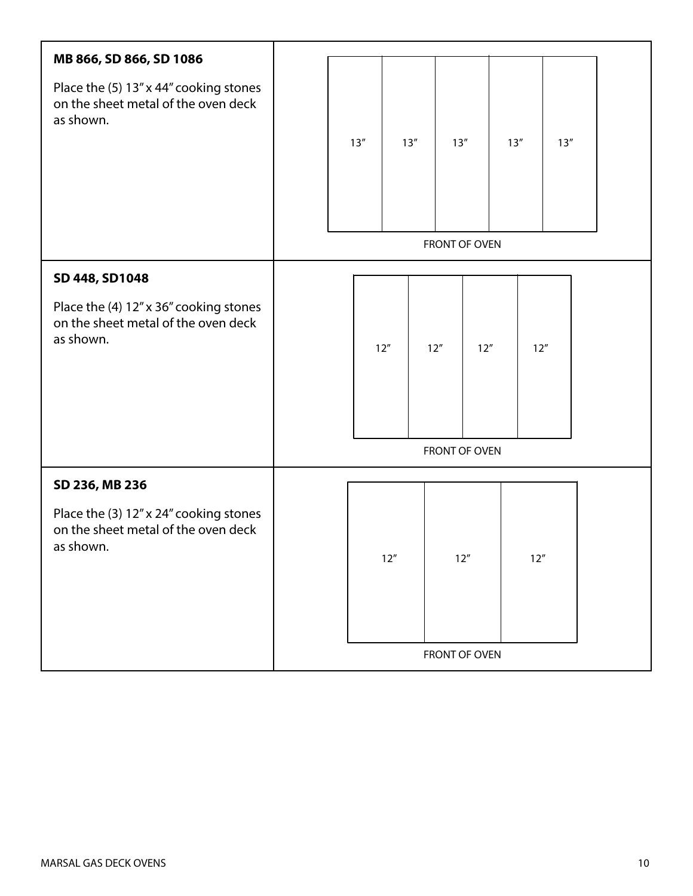| | |
|---|---|
| **MB 866, SD 866, SD 1086**<br><br>Place the (5) 13" x 44" cooking stones on the sheet metal of the oven deck as shown. | 13" &#124; 13" &#124; 13" &#124; 13" &#124; 13"<br><br>FRONT OF OVEN |
| **SD 448, SD1048**<br><br>Place the (4) 12" x 36" cooking stones on the sheet metal of the oven deck as shown. | 12" &#124; 12" &#124; 12" &#124; 12"<br><br>FRONT OF OVEN |
| **SD 236, MB 236**<br><br>Place the (3) 12" x 24" cooking stones on the sheet metal of the oven deck as shown. | 12" &#124; 12" &#124; 12"<br><br>FRONT OF OVEN |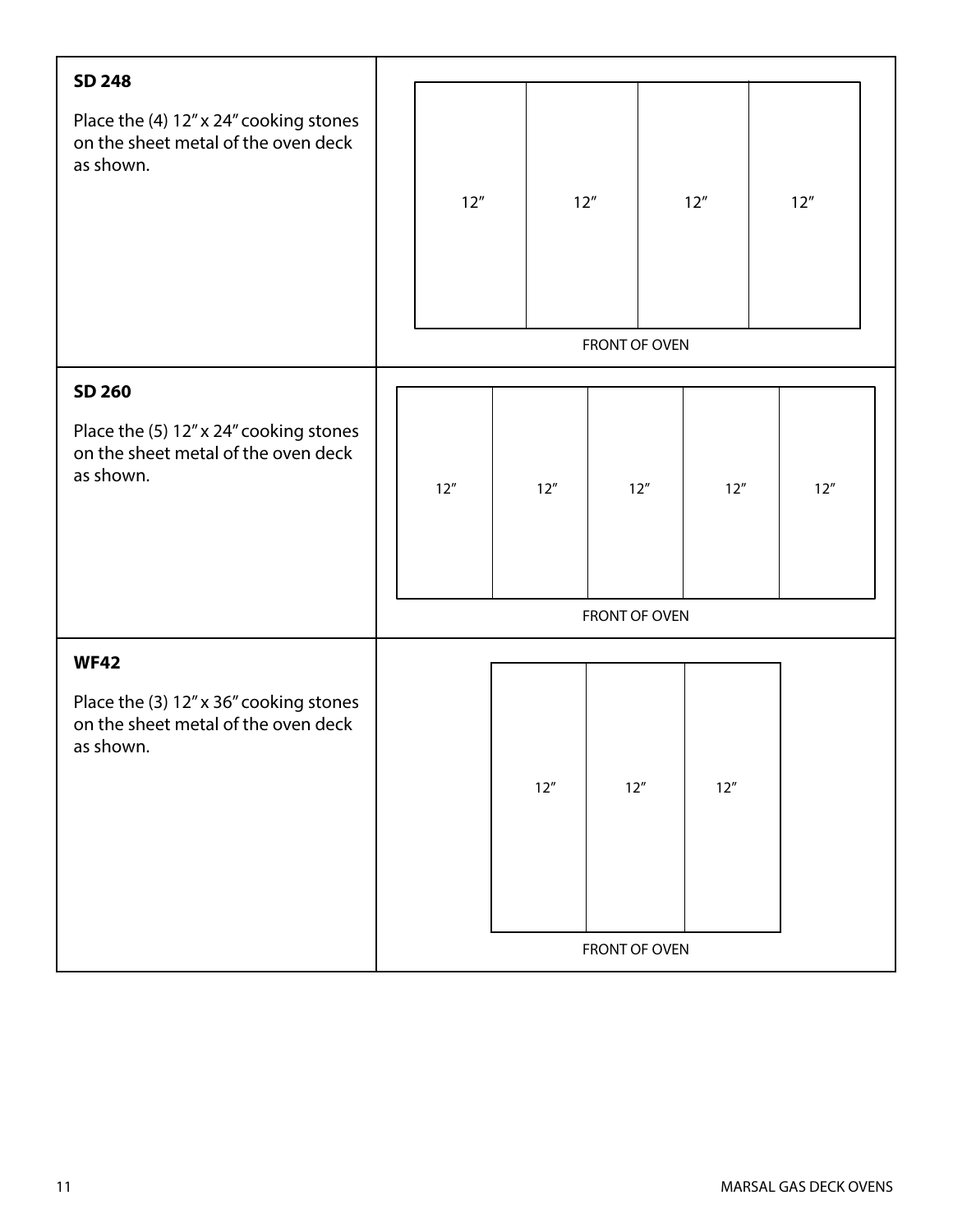| | |
|---|---|
| **SD 248**<br><br>Place the (4) 12" x 24" cooking stones on the sheet metal of the oven deck as shown. | 12" \| 12" \| 12" \| 12"<br><br>FRONT OF OVEN |
| **SD 260**<br><br>Place the (5) 12" x 24" cooking stones on the sheet metal of the oven deck as shown. | 12" \| 12" \| 12" \| 12" \| 12"<br><br>FRONT OF OVEN |
| **WF42**<br><br>Place the (3) 12" x 36" cooking stones on the sheet metal of the oven deck as shown. | 12" \| 12" \| 12"<br><br>FRONT OF OVEN |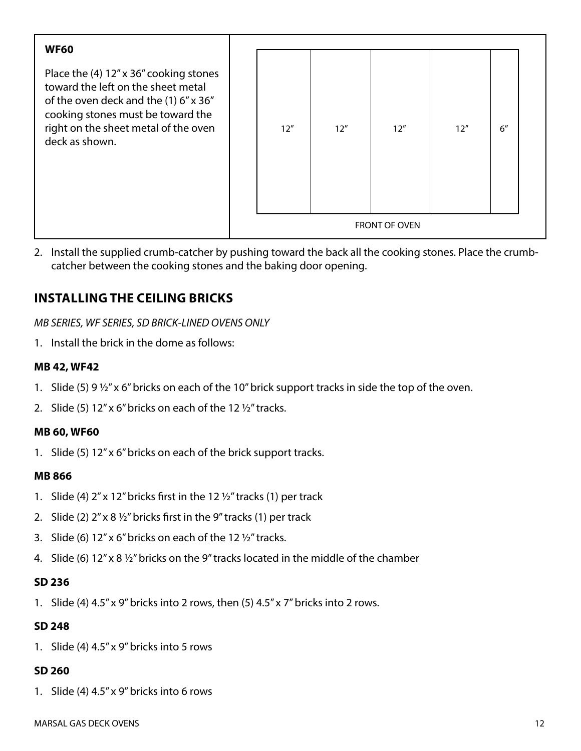| **WF60**<br><br>Place the (4) 12" x 36" cooking stones toward the left on the sheet metal of the oven deck and the (1) 6" x 36" cooking stones must be toward the right on the sheet metal of the oven deck as shown. | 12" \| 12" \| 12" \| 12" \| 6"<br><br>FRONT OF OVEN |
|---|---|

2. Install the supplied crumb-catcher by pushing toward the back all the cooking stones. Place the crumb-catcher between the cooking stones and the baking door opening.

## INSTALLING THE CEILING BRICKS

*MB SERIES, WF SERIES, SD BRICK-LINED OVENS ONLY*

1. Install the brick in the dome as follows:

### MB 42, WF42

1. Slide (5) 9 ½" x 6" bricks on each of the 10" brick support tracks in side the top of the oven.
2. Slide (5) 12" x 6" bricks on each of the 12 ½" tracks.

### MB 60, WF60

1. Slide (5) 12" x 6" bricks on each of the brick support tracks.

### MB 866

1. Slide (4) 2" x 12" bricks first in the 12 ½" tracks (1) per track
2. Slide (2) 2" x 8 ½" bricks first in the 9" tracks (1) per track
3. Slide (6) 12" x 6" bricks on each of the 12 ½" tracks.
4. Slide (6) 12" x 8 ½" bricks on the 9" tracks located in the middle of the chamber

### SD 236

1. Slide (4) 4.5" x 9" bricks into 2 rows, then (5) 4.5" x 7" bricks into 2 rows.

### SD 248

1. Slide (4) 4.5" x 9" bricks into 5 rows

### SD 260

1. Slide (4) 4.5" x 9" bricks into 6 rows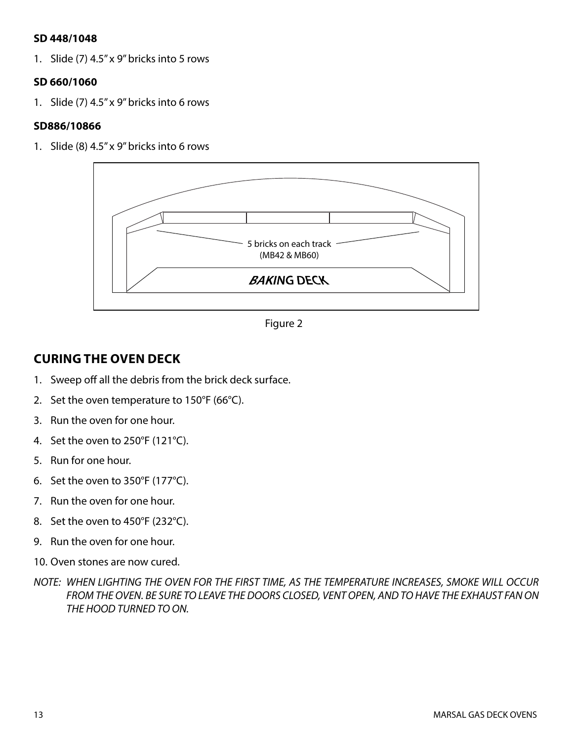**SD 448/1048**

1. Slide (7) 4.5" x 9" bricks into 5 rows

**SD 660/1060**

1. Slide (7) 4.5" x 9" bricks into 6 rows

**SD886/10866**

1. Slide (8) 4.5" x 9" bricks into 6 rows

5 bricks on each track (MB42 & MB60)

BAKING DECK

Figure 2

## CURING THE OVEN DECK

1. Sweep off all the debris from the brick deck surface.
2. Set the oven temperature to 150°F (66°C).
3. Run the oven for one hour.
4. Set the oven to 250°F (121°C).
5. Run for one hour.
6. Set the oven to 350°F (177°C).
7. Run the oven for one hour.
8. Set the oven to 450°F (232°C).
9. Run the oven for one hour.
10. Oven stones are now cured.

*NOTE: WHEN LIGHTING THE OVEN FOR THE FIRST TIME, AS THE TEMPERATURE INCREASES, SMOKE WILL OCCUR FROM THE OVEN. BE SURE TO LEAVE THE DOORS CLOSED, VENT OPEN, AND TO HAVE THE EXHAUST FAN ON THE HOOD TURNED TO ON.*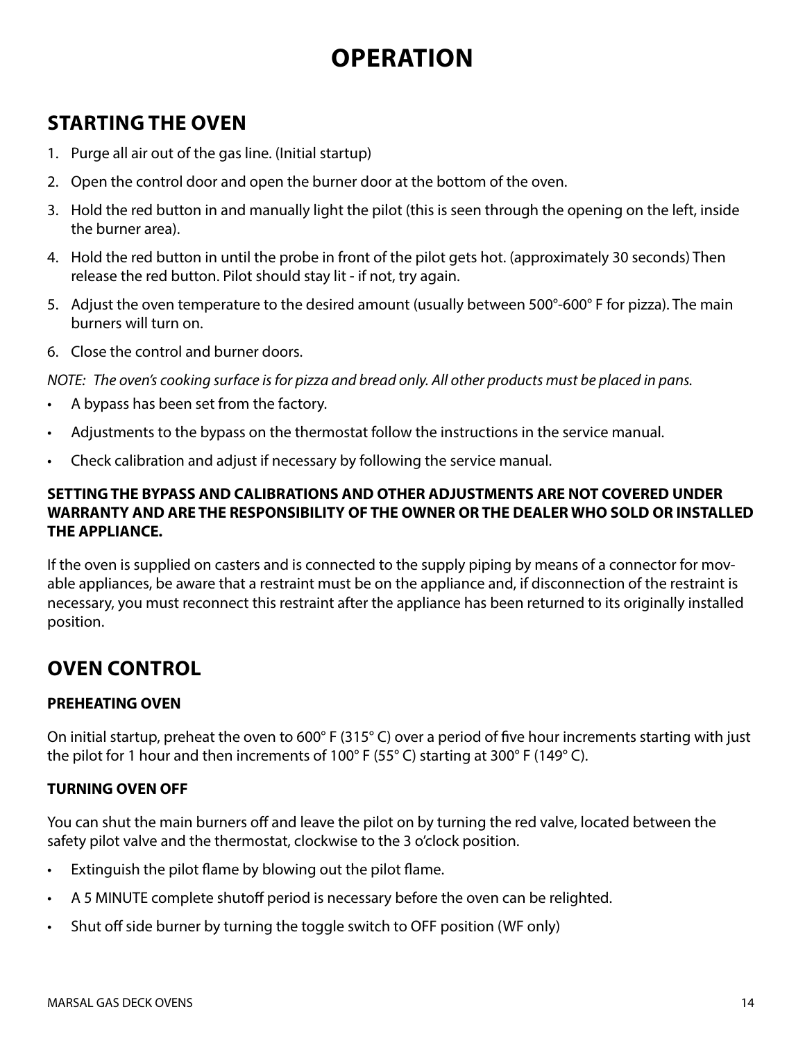# OPERATION

## STARTING THE OVEN

1. Purge all air out of the gas line. (Initial startup)
2. Open the control door and open the burner door at the bottom of the oven.
3. Hold the red button in and manually light the pilot (this is seen through the opening on the left, inside the burner area).
4. Hold the red button in until the probe in front of the pilot gets hot. (approximately 30 seconds) Then release the red button. Pilot should stay lit - if not, try again.
5. Adjust the oven temperature to the desired amount (usually between 500°-600° F for pizza). The main burners will turn on.
6. Close the control and burner doors.

*NOTE: The oven's cooking surface is for pizza and bread only. All other products must be placed in pans.*

- A bypass has been set from the factory.
- Adjustments to the bypass on the thermostat follow the instructions in the service manual.
- Check calibration and adjust if necessary by following the service manual.

**SETTING THE BYPASS AND CALIBRATIONS AND OTHER ADJUSTMENTS ARE NOT COVERED UNDER WARRANTY AND ARE THE RESPONSIBILITY OF THE OWNER OR THE DEALER WHO SOLD OR INSTALLED THE APPLIANCE.**

If the oven is supplied on casters and is connected to the supply piping by means of a connector for movable appliances, be aware that a restraint must be on the appliance and, if disconnection of the restraint is necessary, you must reconnect this restraint after the appliance has been returned to its originally installed position.

## OVEN CONTROL

### PREHEATING OVEN

On initial startup, preheat the oven to 600° F (315° C) over a period of five hour increments starting with just the pilot for 1 hour and then increments of 100° F (55° C) starting at 300° F (149° C).

### TURNING OVEN OFF

You can shut the main burners off and leave the pilot on by turning the red valve, located between the safety pilot valve and the thermostat, clockwise to the 3 o'clock position.

- Extinguish the pilot flame by blowing out the pilot flame.
- A 5 MINUTE complete shutoff period is necessary before the oven can be relighted.
- Shut off side burner by turning the toggle switch to OFF position (WF only)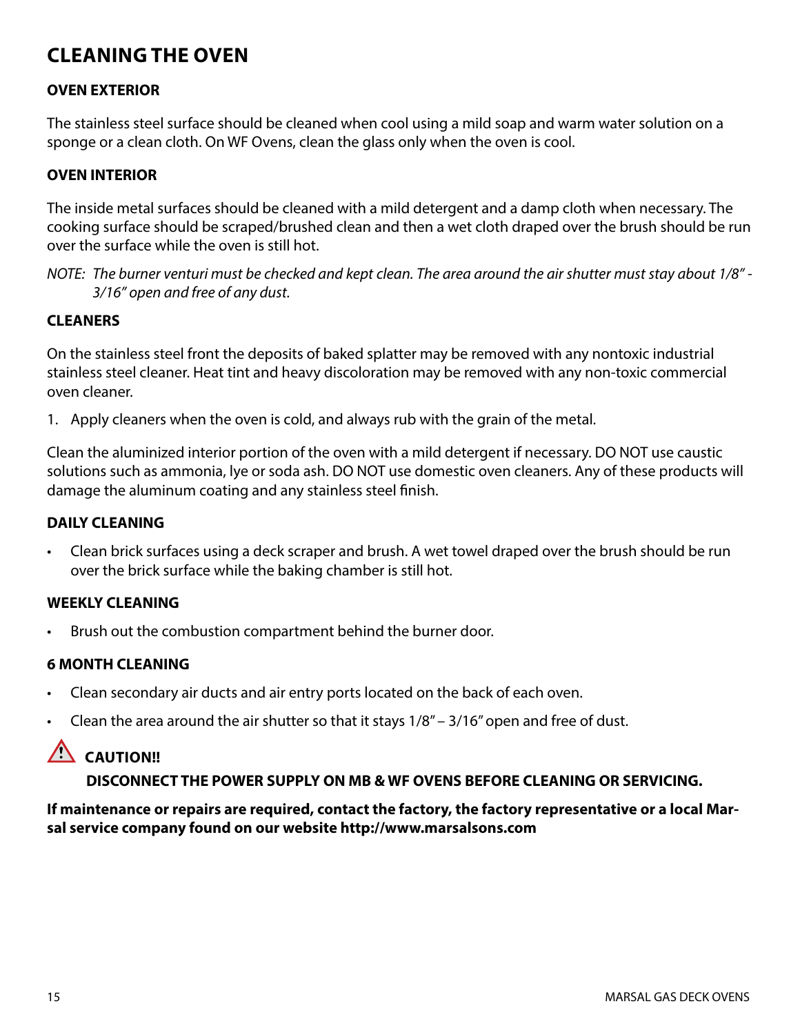# CLEANING THE OVEN

### OVEN EXTERIOR

The stainless steel surface should be cleaned when cool using a mild soap and warm water solution on a sponge or a clean cloth. On WF Ovens, clean the glass only when the oven is cool.

### OVEN INTERIOR

The inside metal surfaces should be cleaned with a mild detergent and a damp cloth when necessary. The cooking surface should be scraped/brushed clean and then a wet cloth draped over the brush should be run over the surface while the oven is still hot.

*NOTE: The burner venturi must be checked and kept clean. The area around the air shutter must stay about 1/8" - 3/16" open and free of any dust.*

### CLEANERS

On the stainless steel front the deposits of baked splatter may be removed with any nontoxic industrial stainless steel cleaner. Heat tint and heavy discoloration may be removed with any non-toxic commercial oven cleaner.

1. Apply cleaners when the oven is cold, and always rub with the grain of the metal.

Clean the aluminized interior portion of the oven with a mild detergent if necessary. DO NOT use caustic solutions such as ammonia, lye or soda ash. DO NOT use domestic oven cleaners. Any of these products will damage the aluminum coating and any stainless steel finish.

### DAILY CLEANING

- Clean brick surfaces using a deck scraper and brush. A wet towel draped over the brush should be run over the brick surface while the baking chamber is still hot.

### WEEKLY CLEANING

- Brush out the combustion compartment behind the burner door.

### 6 MONTH CLEANING

- Clean secondary air ducts and air entry ports located on the back of each oven.
- Clean the area around the air shutter so that it stays 1/8" – 3/16" open and free of dust.

**⚠ CAUTION!!**

**DISCONNECT THE POWER SUPPLY ON MB & WF OVENS BEFORE CLEANING OR SERVICING.**

**If maintenance or repairs are required, contact the factory, the factory representative or a local Marsal service company found on our website http://www.marsalsons.com**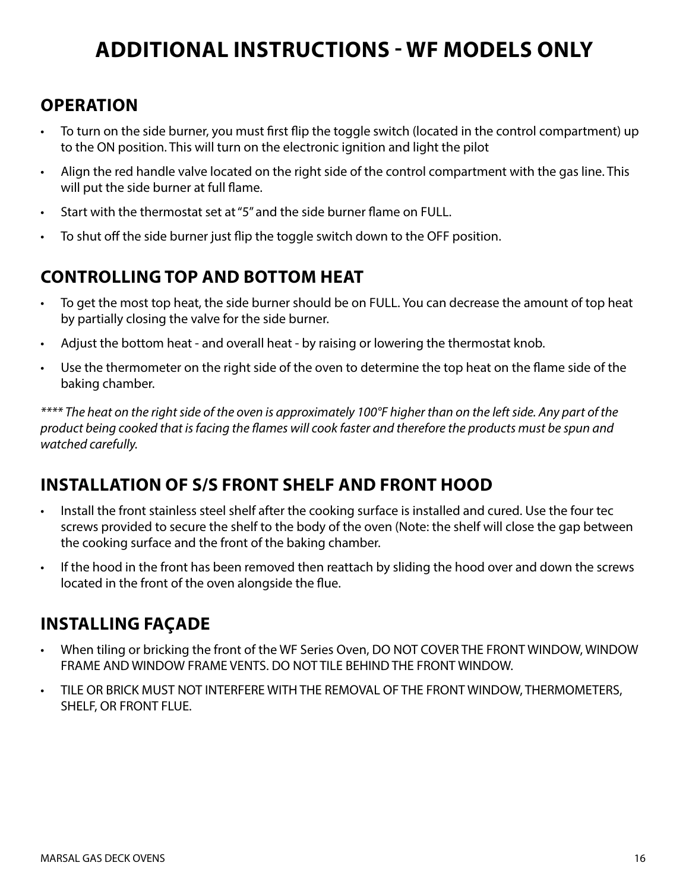# ADDITIONAL INSTRUCTIONS - WF MODELS ONLY

## OPERATION

- To turn on the side burner, you must first flip the toggle switch (located in the control compartment) up to the ON position. This will turn on the electronic ignition and light the pilot
- Align the red handle valve located on the right side of the control compartment with the gas line. This will put the side burner at full flame.
- Start with the thermostat set at "5" and the side burner flame on FULL.
- To shut off the side burner just flip the toggle switch down to the OFF position.

## CONTROLLING TOP AND BOTTOM HEAT

- To get the most top heat, the side burner should be on FULL. You can decrease the amount of top heat by partially closing the valve for the side burner.
- Adjust the bottom heat - and overall heat - by raising or lowering the thermostat knob.
- Use the thermometer on the right side of the oven to determine the top heat on the flame side of the baking chamber.

*\*\*\*\* The heat on the right side of the oven is approximately 100°F higher than on the left side. Any part of the product being cooked that is facing the flames will cook faster and therefore the products must be spun and watched carefully.*

## INSTALLATION OF S/S FRONT SHELF AND FRONT HOOD

- Install the front stainless steel shelf after the cooking surface is installed and cured. Use the four tec screws provided to secure the shelf to the body of the oven (Note: the shelf will close the gap between the cooking surface and the front of the baking chamber.
- If the hood in the front has been removed then reattach by sliding the hood over and down the screws located in the front of the oven alongside the flue.

## INSTALLING FAÇADE

- When tiling or bricking the front of the WF Series Oven, DO NOT COVER THE FRONT WINDOW, WINDOW FRAME AND WINDOW FRAME VENTS. DO NOT TILE BEHIND THE FRONT WINDOW.
- TILE OR BRICK MUST NOT INTERFERE WITH THE REMOVAL OF THE FRONT WINDOW, THERMOMETERS, SHELF, OR FRONT FLUE.